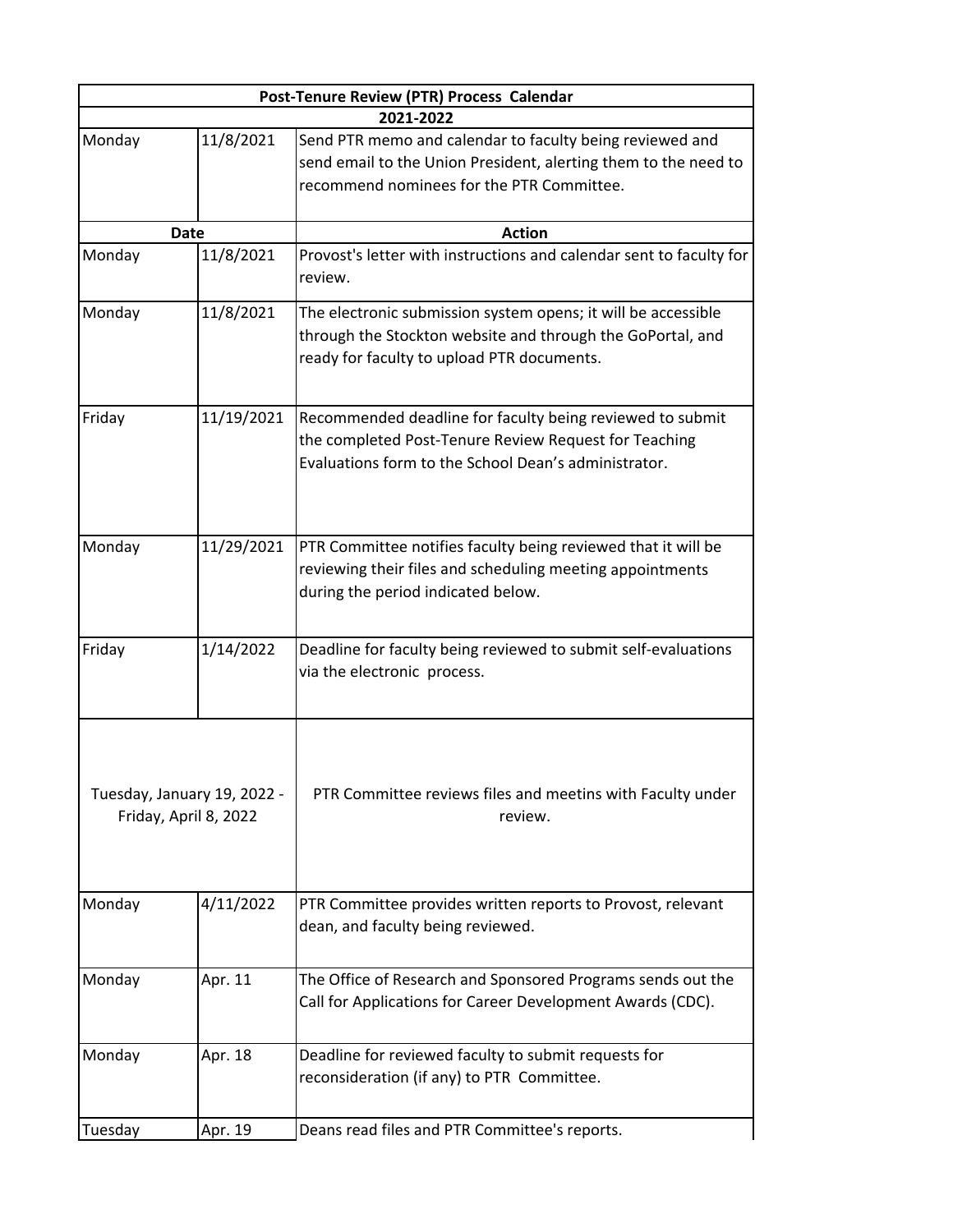| Post-Tenure Review (PTR) Process Calendar | | |
|---|---|---|
| 2021-2022 | | |
| Monday | 11/8/2021 | Send PTR memo and calendar to faculty being reviewed and send email to the Union President, alerting them to the need to recommend nominees for the PTR Committee. |
| Date | | Action |
| Monday | 11/8/2021 | Provost's letter with instructions and calendar sent to faculty for review. |
| Monday | 11/8/2021 | The electronic submission system opens; it will be accessible through the Stockton website and through the GoPortal, and ready for faculty to upload PTR documents. |
| Friday | 11/19/2021 | Recommended deadline for faculty being reviewed to submit the completed Post-Tenure Review Request for Teaching Evaluations form to the School Dean's administrator. |
| Monday | 11/29/2021 | PTR Committee notifies faculty being reviewed that it will be reviewing their files and scheduling meeting appointments during the period indicated below. |
| Friday | 1/14/2022 | Deadline for faculty being reviewed to submit self-evaluations via the electronic process. |
| Tuesday, January 19, 2022 - Friday, April 8, 2022 | | PTR Committee reviews files and meetins with Faculty under review. |
| Monday | 4/11/2022 | PTR Committee provides written reports to Provost, relevant dean, and faculty being reviewed. |
| Monday | Apr. 11 | The Office of Research and Sponsored Programs sends out the Call for Applications for Career Development Awards (CDC). |
| Monday | Apr. 18 | Deadline for reviewed faculty to submit requests for reconsideration (if any) to PTR Committee. |
| Tuesday | Apr. 19 | Deans read files and PTR Committee's reports. |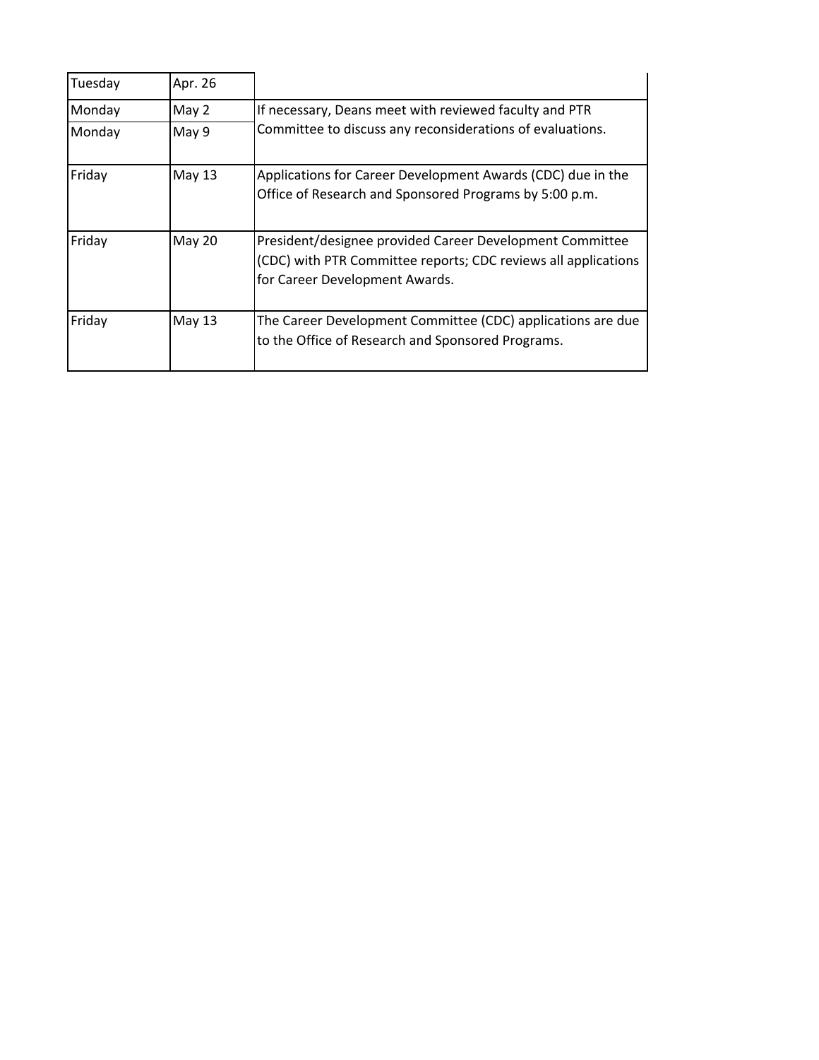| | | |
|---|---|---|
| Tuesday | Apr. 26 | |
| Monday | May 2 | If necessary, Deans meet with reviewed faculty and PTR Committee to discuss any reconsiderations of evaluations. |
| Monday | May 9 | |
| Friday | May 13 | Applications for Career Development Awards (CDC) due in the Office of Research and Sponsored Programs by 5:00 p.m. |
| Friday | May 20 | President/designee provided Career Development Committee (CDC) with PTR Committee reports; CDC reviews all applications for Career Development Awards. |
| Friday | May 13 | The Career Development Committee (CDC) applications are due to the Office of Research and Sponsored Programs. |